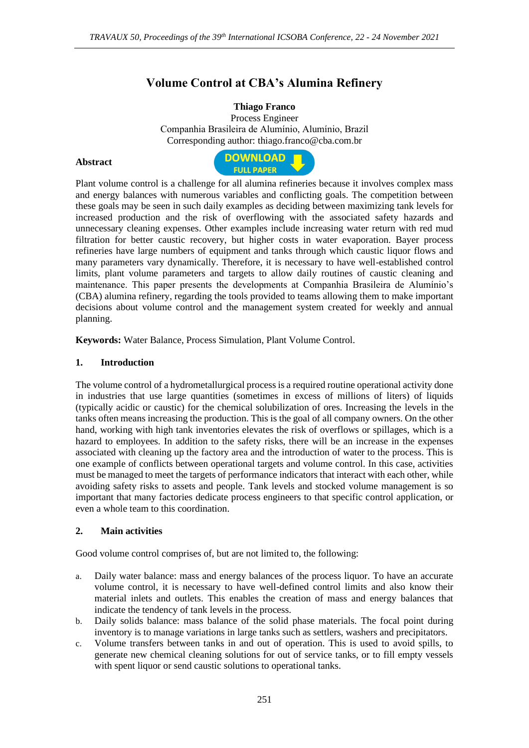# Volume Control at CBA's Alumina Refinery

**Thiago Franco**

Process Engineer

Companhia Brasileira de Alumínio, Alumínio, Brazil

Corresponding author: thiago.franco@cba.com.br

**Abstract**

Plant volume control is a challenge for all alumina refineries because it involves complex mass and energy balances with numerous variables and conflicting goals. The competition between these goals may be seen in such daily examples as deciding between maximizing tank levels for increased production and the risk of overflowing with the associated safety hazards and unnecessary cleaning expenses. Other examples include increasing water return with red mud filtration for better caustic recovery, but higher costs in water evaporation. Bayer process refineries have large numbers of equipment and tanks through which caustic liquor flows and many parameters vary dynamically. Therefore, it is necessary to have well-established control limits, plant volume parameters and targets to allow daily routines of caustic cleaning and maintenance. This paper presents the developments at Companhia Brasileira de Alumínio's (CBA) alumina refinery, regarding the tools provided to teams allowing them to make important decisions about volume control and the management system created for weekly and annual planning.

**Keywords:** Water Balance, Process Simulation, Plant Volume Control.

## 1. Introduction

The volume control of a hydrometallurgical process is a required routine operational activity done in industries that use large quantities (sometimes in excess of millions of liters) of liquids (typically acidic or caustic) for the chemical solubilization of ores. Increasing the levels in the tanks often means increasing the production. This is the goal of all company owners. On the other hand, working with high tank inventories elevates the risk of overflows or spillages, which is a hazard to employees. In addition to the safety risks, there will be an increase in the expenses associated with cleaning up the factory area and the introduction of water to the process. This is one example of conflicts between operational targets and volume control. In this case, activities must be managed to meet the targets of performance indicators that interact with each other, while avoiding safety risks to assets and people. Tank levels and stocked volume management is so important that many factories dedicate process engineers to that specific control application, or even a whole team to this coordination.

## 2. Main activities

Good volume control comprises of, but are not limited to, the following:

a. Daily water balance: mass and energy balances of the process liquor. To have an accurate volume control, it is necessary to have well-defined control limits and also know their material inlets and outlets. This enables the creation of mass and energy balances that indicate the tendency of tank levels in the process.

b. Daily solids balance: mass balance of the solid phase materials. The focal point during inventory is to manage variations in large tanks such as settlers, washers and precipitators.

c. Volume transfers between tanks in and out of operation. This is used to avoid spills, to generate new chemical cleaning solutions for out of service tanks, or to fill empty vessels with spent liquor or send caustic solutions to operational tanks.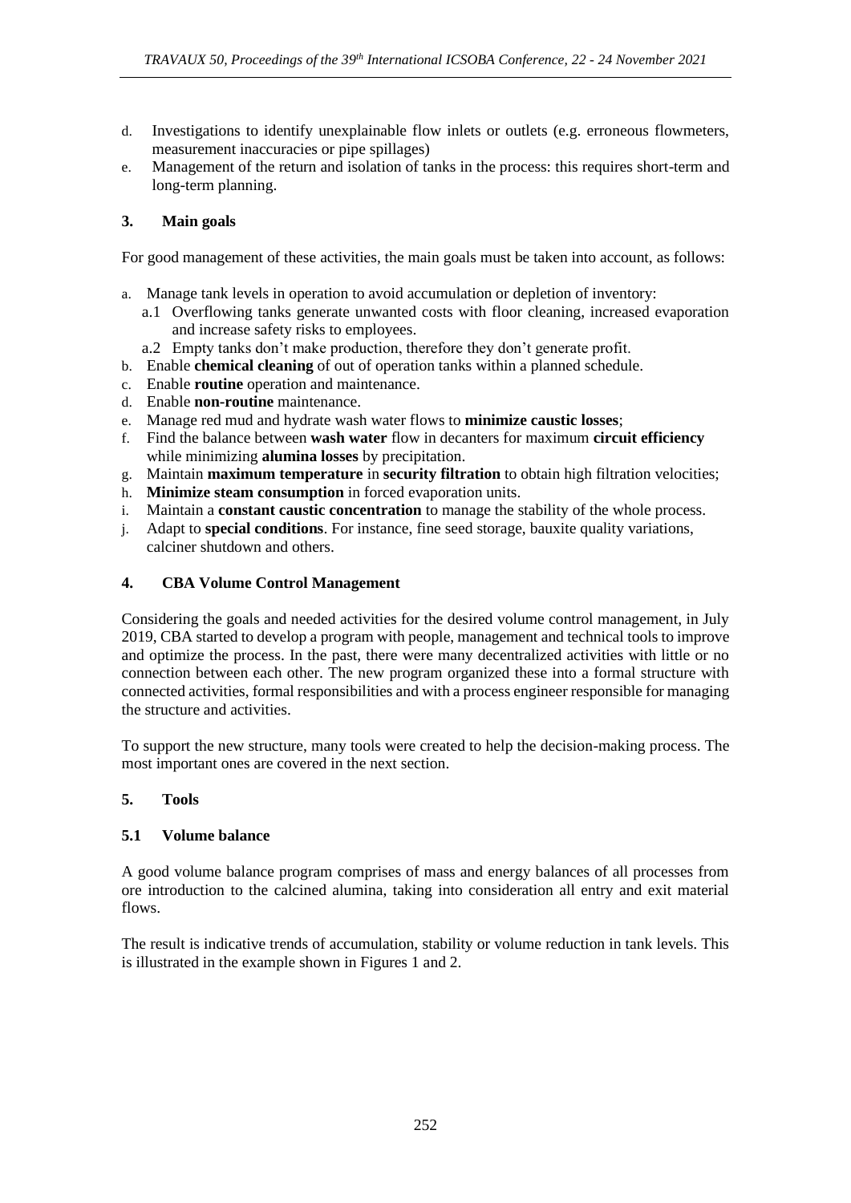d. Investigations to identify unexplainable flow inlets or outlets (e.g. erroneous flowmeters, measurement inaccuracies or pipe spillages)
e. Management of the return and isolation of tanks in the process: this requires short-term and long-term planning.

## 3. Main goals

For good management of these activities, the main goals must be taken into account, as follows:

a. Manage tank levels in operation to avoid accumulation or depletion of inventory:
   a.1 Overflowing tanks generate unwanted costs with floor cleaning, increased evaporation and increase safety risks to employees.
   a.2 Empty tanks don't make production, therefore they don't generate profit.
b. Enable **chemical cleaning** of out of operation tanks within a planned schedule.
c. Enable **routine** operation and maintenance.
d. Enable **non-routine** maintenance.
e. Manage red mud and hydrate wash water flows to **minimize caustic losses**;
f. Find the balance between **wash water** flow in decanters for maximum **circuit efficiency** while minimizing **alumina losses** by precipitation.
g. Maintain **maximum temperature** in **security filtration** to obtain high filtration velocities;
h. **Minimize steam consumption** in forced evaporation units.
i. Maintain a **constant caustic concentration** to manage the stability of the whole process.
j. Adapt to **special conditions**. For instance, fine seed storage, bauxite quality variations, calciner shutdown and others.

## 4. CBA Volume Control Management

Considering the goals and needed activities for the desired volume control management, in July 2019, CBA started to develop a program with people, management and technical tools to improve and optimize the process. In the past, there were many decentralized activities with little or no connection between each other. The new program organized these into a formal structure with connected activities, formal responsibilities and with a process engineer responsible for managing the structure and activities.

To support the new structure, many tools were created to help the decision-making process. The most important ones are covered in the next section.

## 5. Tools

### 5.1 Volume balance

A good volume balance program comprises of mass and energy balances of all processes from ore introduction to the calcined alumina, taking into consideration all entry and exit material flows.

The result is indicative trends of accumulation, stability or volume reduction in tank levels. This is illustrated in the example shown in Figures 1 and 2.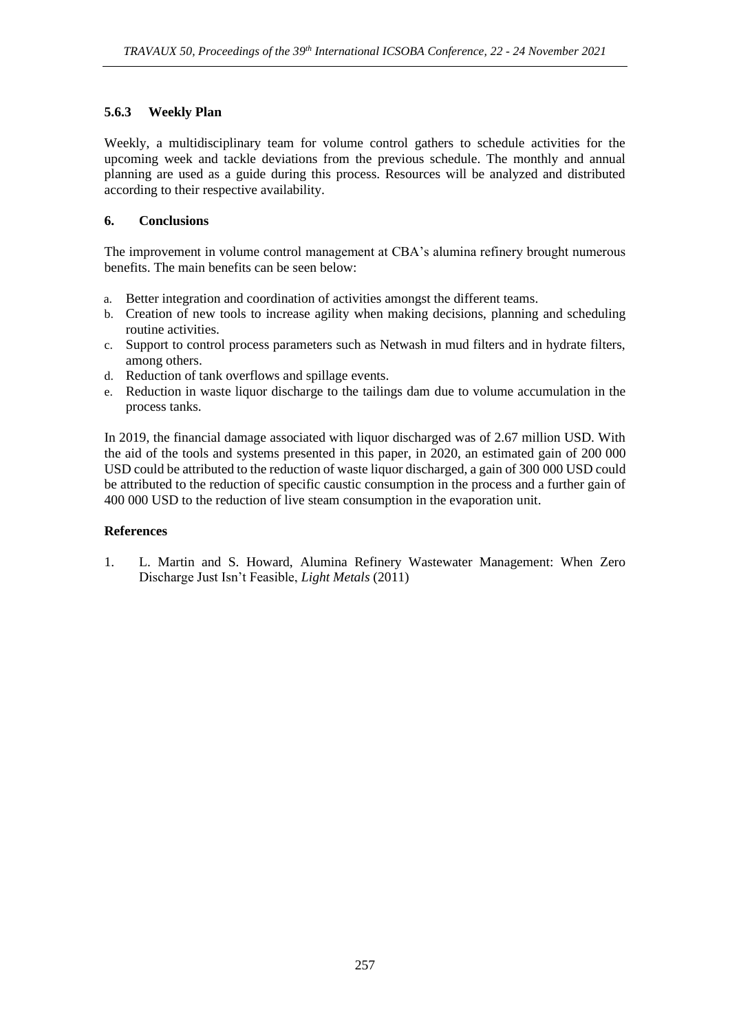### 5.6.3 Weekly Plan

Weekly, a multidisciplinary team for volume control gathers to schedule activities for the upcoming week and tackle deviations from the previous schedule. The monthly and annual planning are used as a guide during this process. Resources will be analyzed and distributed according to their respective availability.

## 6. Conclusions

The improvement in volume control management at CBA's alumina refinery brought numerous benefits. The main benefits can be seen below:

a. Better integration and coordination of activities amongst the different teams.
b. Creation of new tools to increase agility when making decisions, planning and scheduling routine activities.
c. Support to control process parameters such as Netwash in mud filters and in hydrate filters, among others.
d. Reduction of tank overflows and spillage events.
e. Reduction in waste liquor discharge to the tailings dam due to volume accumulation in the process tanks.

In 2019, the financial damage associated with liquor discharged was of 2.67 million USD. With the aid of the tools and systems presented in this paper, in 2020, an estimated gain of 200 000 USD could be attributed to the reduction of waste liquor discharged, a gain of 300 000 USD could be attributed to the reduction of specific caustic consumption in the process and a further gain of 400 000 USD to the reduction of live steam consumption in the evaporation unit.

## References

1. L. Martin and S. Howard, Alumina Refinery Wastewater Management: When Zero Discharge Just Isn't Feasible, *Light Metals* (2011)